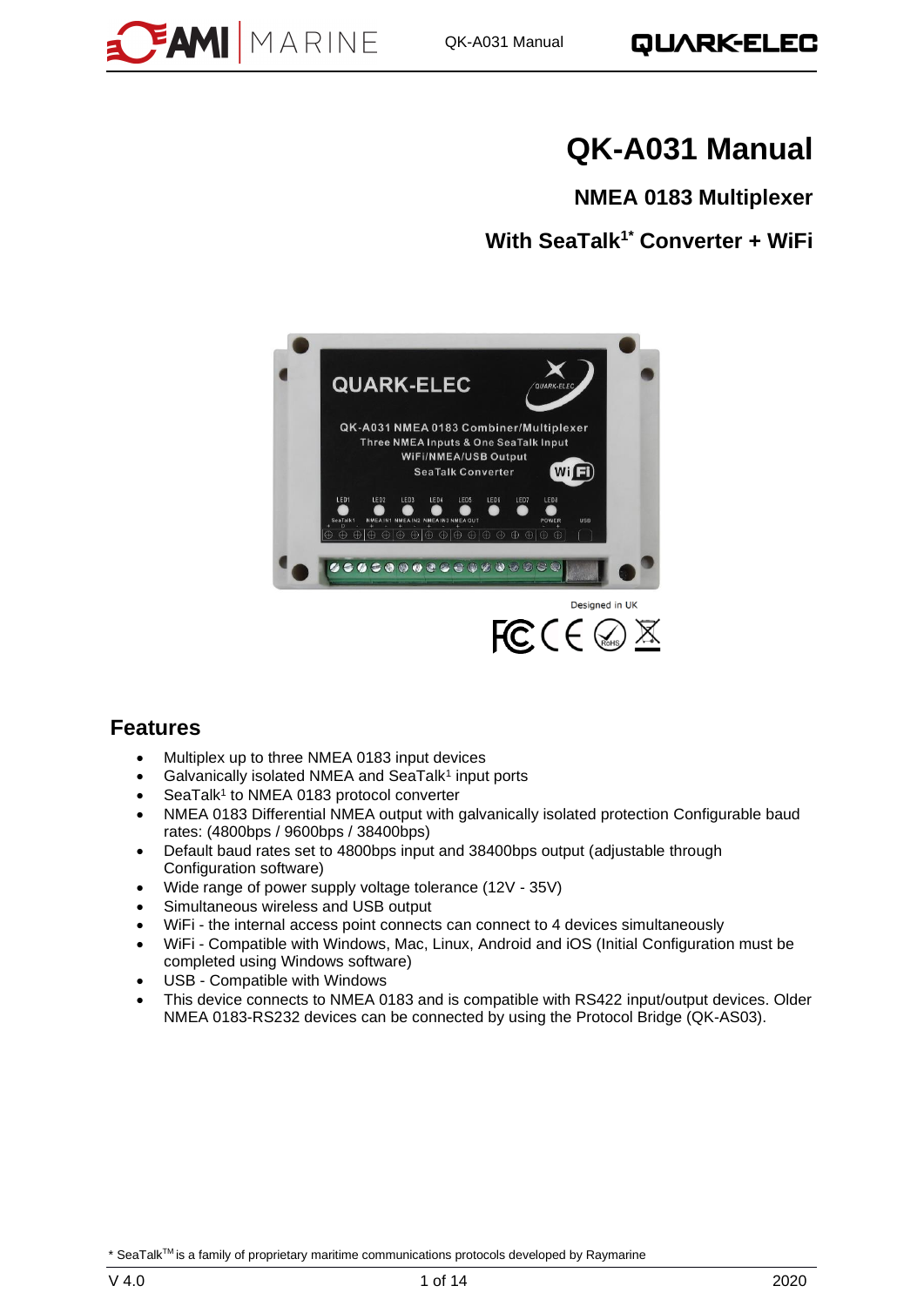# QK-A031 Manual

## NMEA 0183 Multiplexer

## With SeaTalk[1*] Converter + WiFi

## Features

- Multiplex up to three NMEA 0183 input devices
- Galvanically isolated NMEA and SeaTalk[1] input ports
- SeaTalk[1] to NMEA 0183 protocol converter
- NMEA 0183 Differential NMEA output with galvanically isolated protection Configurable baud rates: (4800bps / 9600bps / 38400bps)
- Default baud rates set to 4800bps input and 38400bps output (adjustable through Configuration software)
- Wide range of power supply voltage tolerance (12V - 35V)
- Simultaneous wireless and USB output
- WiFi - the internal access point connects can connect to 4 devices simultaneously
- WiFi - Compatible with Windows, Mac, Linux, Android and iOS (Initial Configuration must be completed using Windows software)
- USB - Compatible with Windows
- This device connects to NMEA 0183 and is compatible with RS422 input/output devices. Older NMEA 0183-RS232 devices can be connected by using the Protocol Bridge (QK-AS03).

* SeaTalk[TM] is a family of proprietary maritime communications protocols developed by Raymarine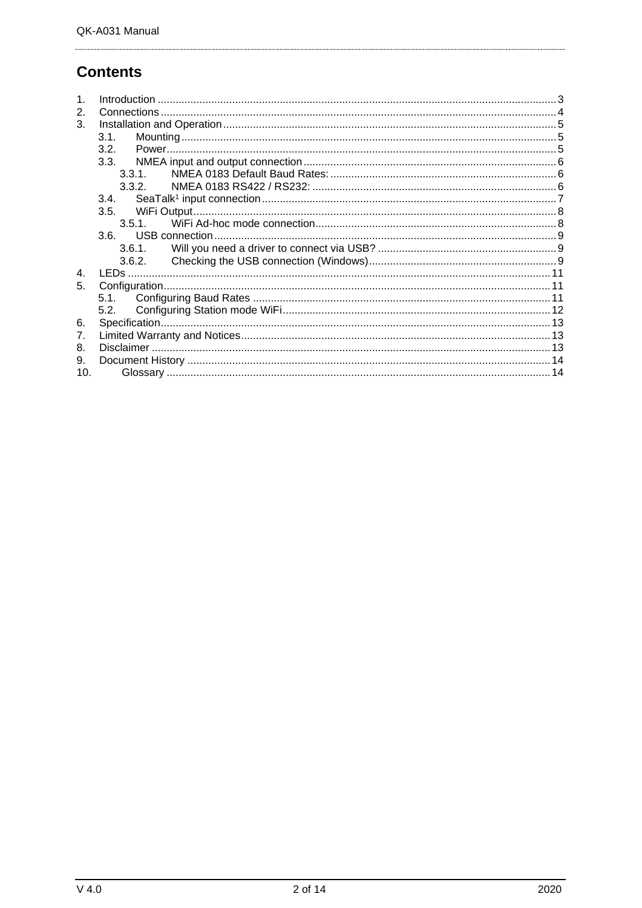# Contents

1. Introduction ........................................................................................................................ 3
2. Connections ........................................................................................................................ 4
3. Installation and Operation ................................................................................................. 5
   - 3.1. Mounting ..................................................................................................................... 5
   - 3.2. Power .......................................................................................................................... 5
   - 3.3. NMEA input and output connection ............................................................................ 6
     - 3.3.1. NMEA 0183 Default Baud Rates: ........................................................................ 6
     - 3.3.2. NMEA 0183 RS422 / RS232: .............................................................................. 6
   - 3.4. SeaTalk[1] input connection ......................................................................................... 7
   - 3.5. WiFi Output ................................................................................................................. 8
     - 3.5.1. WiFi Ad-hoc mode connection ............................................................................. 8
   - 3.6. USB connection .......................................................................................................... 9
     - 3.6.1. Will you need a driver to connect via USB? ........................................................ 9
     - 3.6.2. Checking the USB connection (Windows) ........................................................... 9
4. LEDs ................................................................................................................................. 11
5. Configuration ..................................................................................................................... 11
   - 5.1. Configuring Baud Rates ............................................................................................ 11
   - 5.2. Configuring Station mode WiFi .................................................................................. 12
6. Specification ...................................................................................................................... 13
7. Limited Warranty and Notices ............................................................................................ 13
8. Disclaimer ......................................................................................................................... 13
9. Document History .............................................................................................................. 14
10. Glossary ........................................................................................................................... 14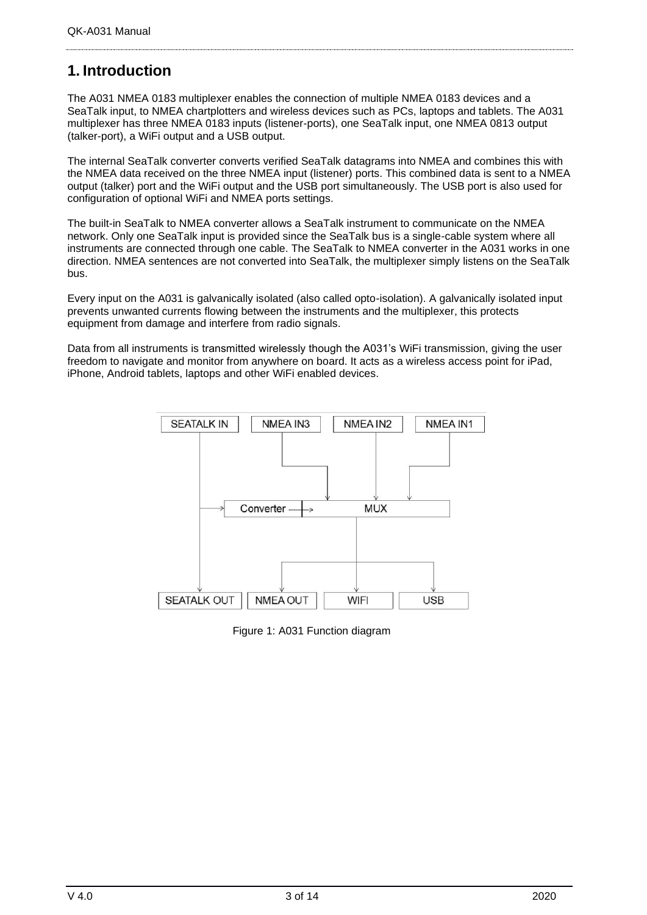# 1. Introduction

The A031 NMEA 0183 multiplexer enables the connection of multiple NMEA 0183 devices and a SeaTalk input, to NMEA chartplotters and wireless devices such as PCs, laptops and tablets. The A031 multiplexer has three NMEA 0183 inputs (listener-ports), one SeaTalk input, one NMEA 0813 output (talker-port), a WiFi output and a USB output.

The internal SeaTalk converter converts verified SeaTalk datagrams into NMEA and combines this with the NMEA data received on the three NMEA input (listener) ports. This combined data is sent to a NMEA output (talker) port and the WiFi output and the USB port simultaneously. The USB port is also used for configuration of optional WiFi and NMEA ports settings.

The built-in SeaTalk to NMEA converter allows a SeaTalk instrument to communicate on the NMEA network. Only one SeaTalk input is provided since the SeaTalk bus is a single-cable system where all instruments are connected through one cable. The SeaTalk to NMEA converter in the A031 works in one direction. NMEA sentences are not converted into SeaTalk, the multiplexer simply listens on the SeaTalk bus.

Every input on the A031 is galvanically isolated (also called opto-isolation). A galvanically isolated input prevents unwanted currents flowing between the instruments and the multiplexer, this protects equipment from damage and interfere from radio signals.

Data from all instruments is transmitted wirelessly though the A031's WiFi transmission, giving the user freedom to navigate and monitor from anywhere on board. It acts as a wireless access point for iPad, iPhone, Android tablets, laptops and other WiFi enabled devices.

SEATALK IN | NMEA IN3 | NMEA IN2 | NMEA IN1

Converter | MUX

SEATALK OUT | NMEA OUT | WIFI | USB

Figure 1: A031 Function diagram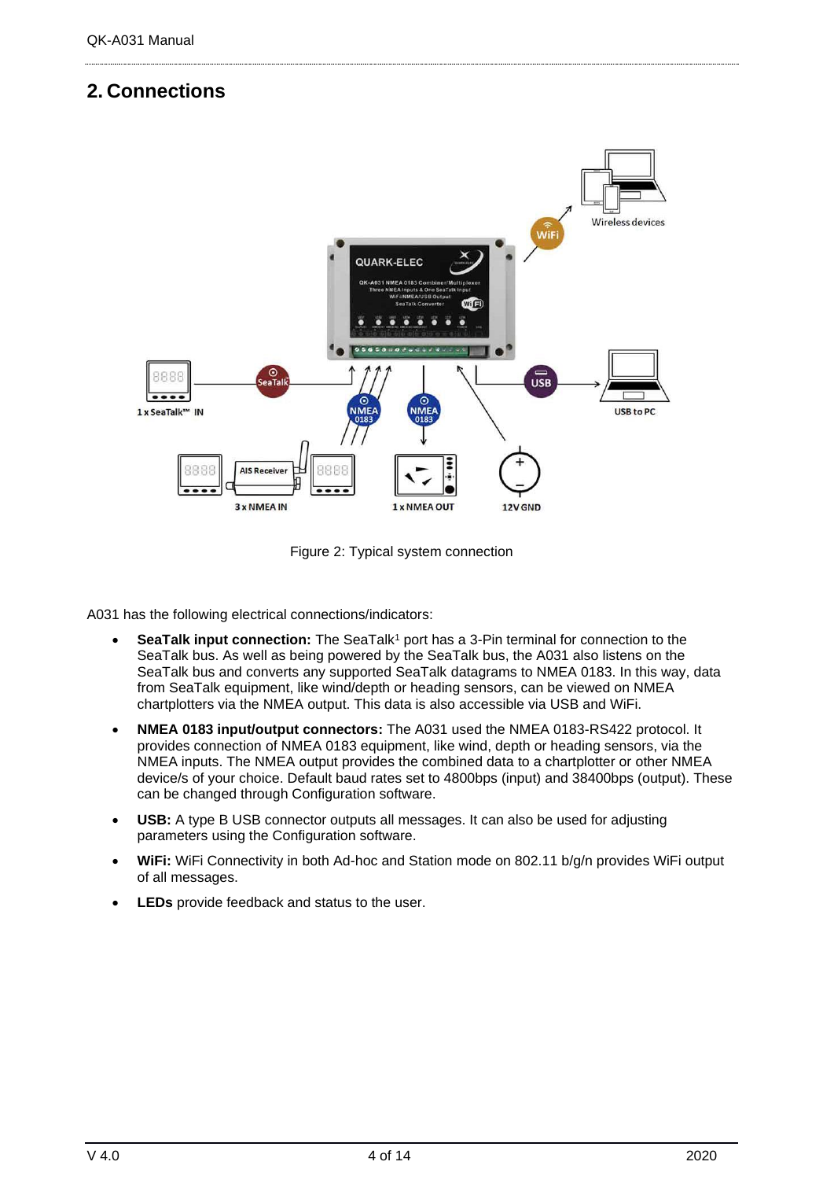## 2. Connections

Figure 2: Typical system connection

A031 has the following electrical connections/indicators:

- **SeaTalk input connection:** The SeaTalk[1] port has a 3-Pin terminal for connection to the SeaTalk bus. As well as being powered by the SeaTalk bus, the A031 also listens on the SeaTalk bus and converts any supported SeaTalk datagrams to NMEA 0183. In this way, data from SeaTalk equipment, like wind/depth or heading sensors, can be viewed on NMEA chartplotters via the NMEA output. This data is also accessible via USB and WiFi.
- **NMEA 0183 input/output connectors:** The A031 used the NMEA 0183-RS422 protocol. It provides connection of NMEA 0183 equipment, like wind, depth or heading sensors, via the NMEA inputs. The NMEA output provides the combined data to a chartplotter or other NMEA device/s of your choice. Default baud rates set to 4800bps (input) and 38400bps (output). These can be changed through Configuration software.
- **USB:** A type B USB connector outputs all messages. It can also be used for adjusting parameters using the Configuration software.
- **WiFi:** WiFi Connectivity in both Ad-hoc and Station mode on 802.11 b/g/n provides WiFi output of all messages.
- **LEDs** provide feedback and status to the user.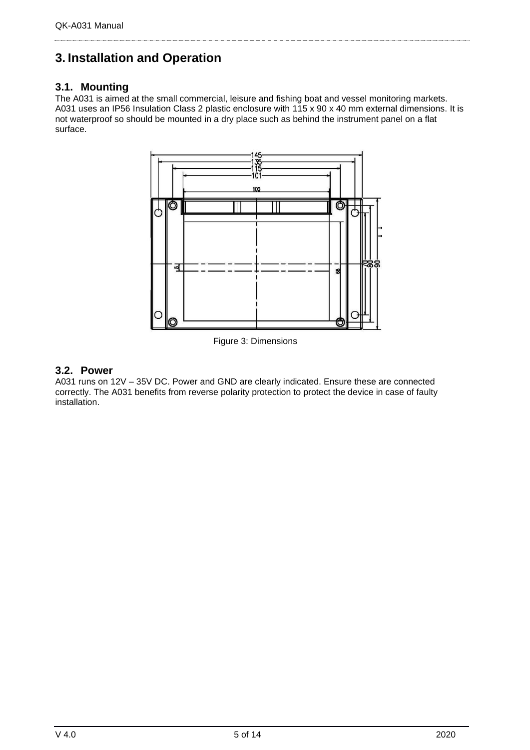# 3. Installation and Operation

## 3.1. Mounting

The A031 is aimed at the small commercial, leisure and fishing boat and vessel monitoring markets. A031 uses an IP56 Insulation Class 2 plastic enclosure with 115 x 90 x 40 mm external dimensions. It is not waterproof so should be mounted in a dry place such as behind the instrument panel on a flat surface.

Figure 3: Dimensions

## 3.2. Power

A031 runs on 12V – 35V DC. Power and GND are clearly indicated. Ensure these are connected correctly. The A031 benefits from reverse polarity protection to protect the device in case of faulty installation.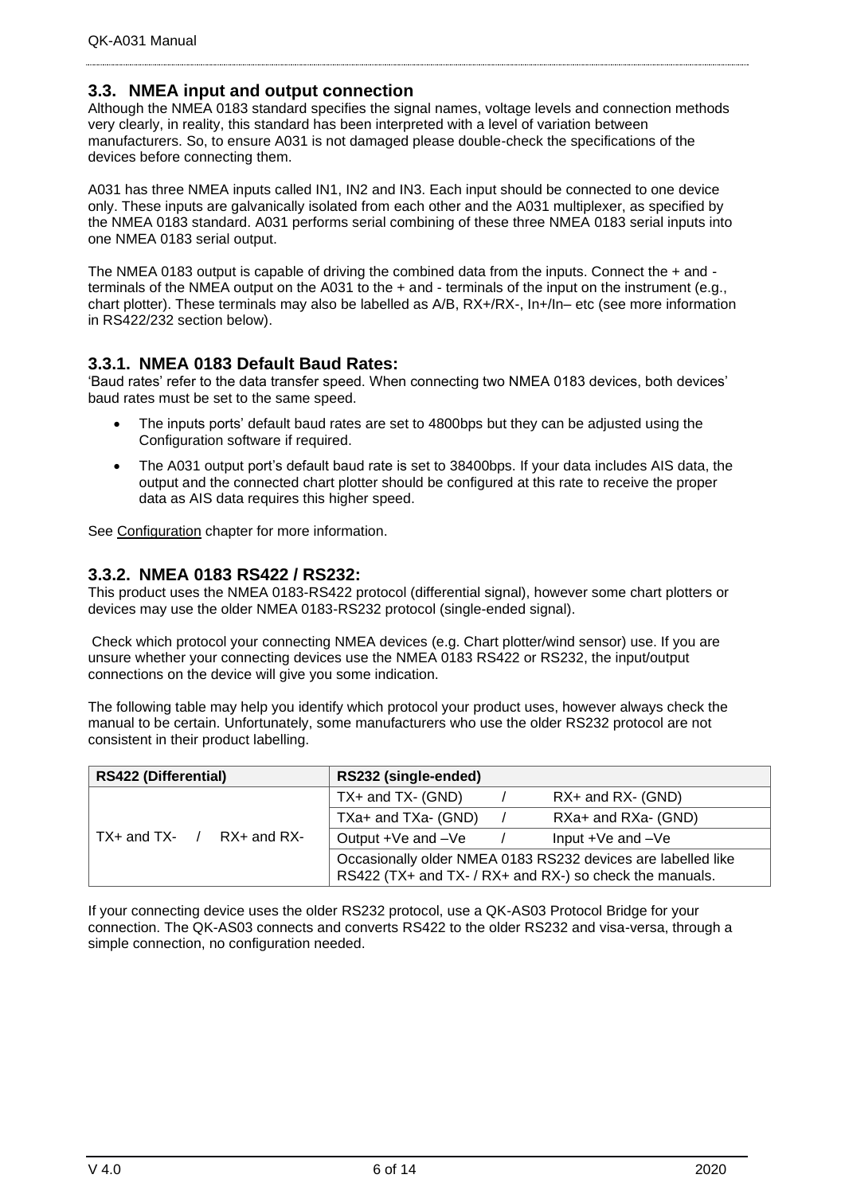## 3.3. NMEA input and output connection

Although the NMEA 0183 standard specifies the signal names, voltage levels and connection methods very clearly, in reality, this standard has been interpreted with a level of variation between manufacturers. So, to ensure A031 is not damaged please double-check the specifications of the devices before connecting them.

A031 has three NMEA inputs called IN1, IN2 and IN3. Each input should be connected to one device only. These inputs are galvanically isolated from each other and the A031 multiplexer, as specified by the NMEA 0183 standard. A031 performs serial combining of these three NMEA 0183 serial inputs into one NMEA 0183 serial output.

The NMEA 0183 output is capable of driving the combined data from the inputs. Connect the + and - terminals of the NMEA output on the A031 to the + and - terminals of the input on the instrument (e.g., chart plotter). These terminals may also be labelled as A/B, RX+/RX-, In+/In– etc (see more information in RS422/232 section below).

### 3.3.1. NMEA 0183 Default Baud Rates:

'Baud rates' refer to the data transfer speed. When connecting two NMEA 0183 devices, both devices' baud rates must be set to the same speed.

- The inputs ports' default baud rates are set to 4800bps but they can be adjusted using the Configuration software if required.
- The A031 output port's default baud rate is set to 38400bps. If your data includes AIS data, the output and the connected chart plotter should be configured at this rate to receive the proper data as AIS data requires this higher speed.

See Configuration chapter for more information.

### 3.3.2. NMEA 0183 RS422 / RS232:

This product uses the NMEA 0183-RS422 protocol (differential signal), however some chart plotters or devices may use the older NMEA 0183-RS232 protocol (single-ended signal).

Check which protocol your connecting NMEA devices (e.g. Chart plotter/wind sensor) use. If you are unsure whether your connecting devices use the NMEA 0183 RS422 or RS232, the input/output connections on the device will give you some indication.

The following table may help you identify which protocol your product uses, however always check the manual to be certain. Unfortunately, some manufacturers who use the older RS232 protocol are not consistent in their product labelling.

| RS422 (Differential) | RS232 (single-ended) |
|---|---|
| TX+ and TX- / RX+ and RX- | TX+ and TX- (GND) / RX+ and RX- (GND) |
| | TXa+ and TXa- (GND) / RXa+ and RXa- (GND) |
| | Output +Ve and –Ve / Input +Ve and –Ve |
| | Occasionally older NMEA 0183 RS232 devices are labelled like RS422 (TX+ and TX- / RX+ and RX-) so check the manuals. |

If your connecting device uses the older RS232 protocol, use a QK-AS03 Protocol Bridge for your connection. The QK-AS03 connects and converts RS422 to the older RS232 and visa-versa, through a simple connection, no configuration needed.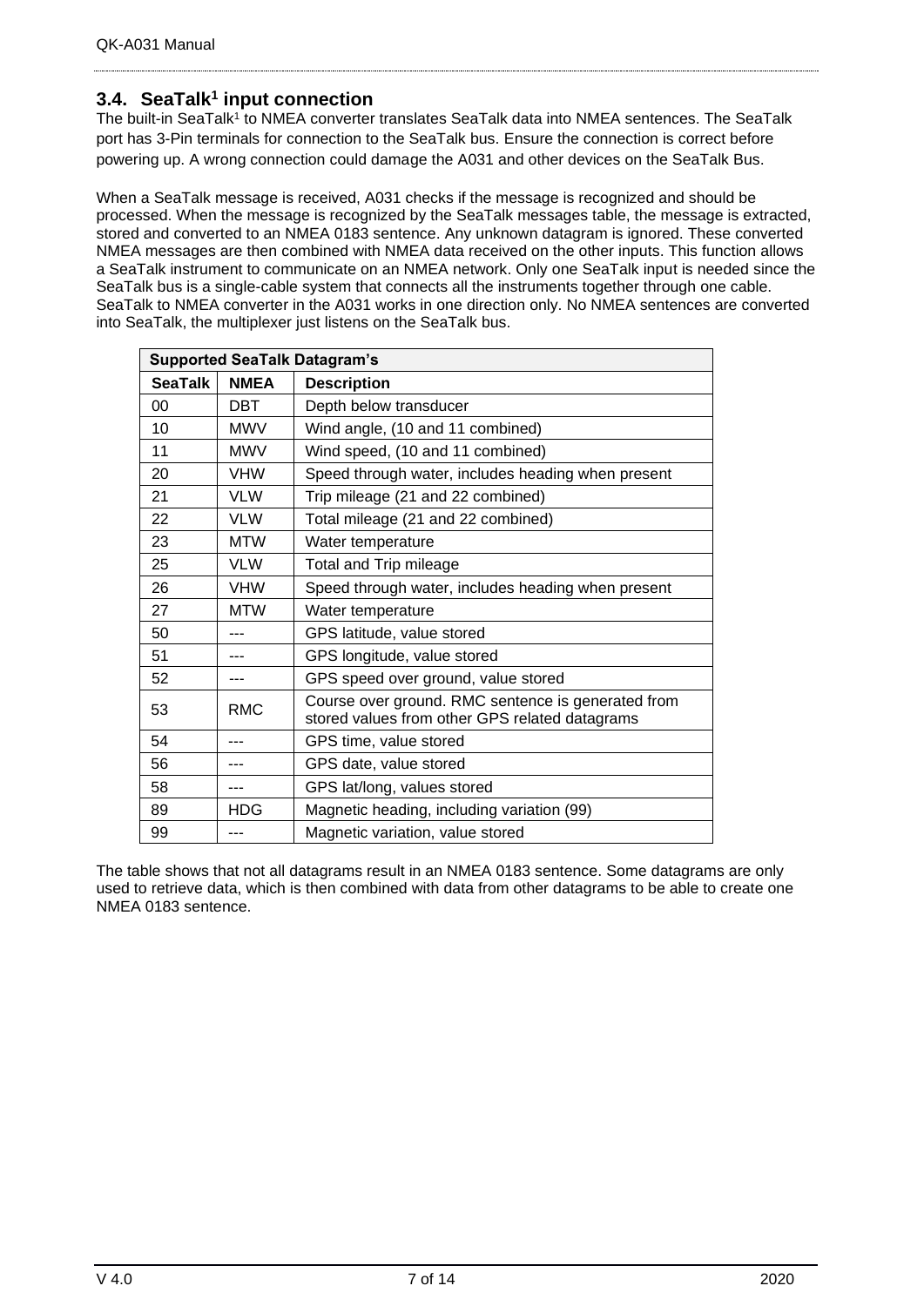## 3.4. SeaTalk[1] input connection

The built-in SeaTalk[1] to NMEA converter translates SeaTalk data into NMEA sentences. The SeaTalk port has 3-Pin terminals for connection to the SeaTalk bus. Ensure the connection is correct before powering up. A wrong connection could damage the A031 and other devices on the SeaTalk Bus.

When a SeaTalk message is received, A031 checks if the message is recognized and should be processed. When the message is recognized by the SeaTalk messages table, the message is extracted, stored and converted to an NMEA 0183 sentence. Any unknown datagram is ignored. These converted NMEA messages are then combined with NMEA data received on the other inputs. This function allows a SeaTalk instrument to communicate on an NMEA network. Only one SeaTalk input is needed since the SeaTalk bus is a single-cable system that connects all the instruments together through one cable. SeaTalk to NMEA converter in the A031 works in one direction only. No NMEA sentences are converted into SeaTalk, the multiplexer just listens on the SeaTalk bus.

| **Supported SeaTalk Datagram's** | | |
|---|---|---|
| **SeaTalk** | **NMEA** | **Description** |
| 00 | DBT | Depth below transducer |
| 10 | MWV | Wind angle, (10 and 11 combined) |
| 11 | MWV | Wind speed, (10 and 11 combined) |
| 20 | VHW | Speed through water, includes heading when present |
| 21 | VLW | Trip mileage (21 and 22 combined) |
| 22 | VLW | Total mileage (21 and 22 combined) |
| 23 | MTW | Water temperature |
| 25 | VLW | Total and Trip mileage |
| 26 | VHW | Speed through water, includes heading when present |
| 27 | MTW | Water temperature |
| 50 | --- | GPS latitude, value stored |
| 51 | --- | GPS longitude, value stored |
| 52 | --- | GPS speed over ground, value stored |
| 53 | RMC | Course over ground. RMC sentence is generated from stored values from other GPS related datagrams |
| 54 | --- | GPS time, value stored |
| 56 | --- | GPS date, value stored |
| 58 | --- | GPS lat/long, values stored |
| 89 | HDG | Magnetic heading, including variation (99) |
| 99 | --- | Magnetic variation, value stored |

The table shows that not all datagrams result in an NMEA 0183 sentence. Some datagrams are only used to retrieve data, which is then combined with data from other datagrams to be able to create one NMEA 0183 sentence.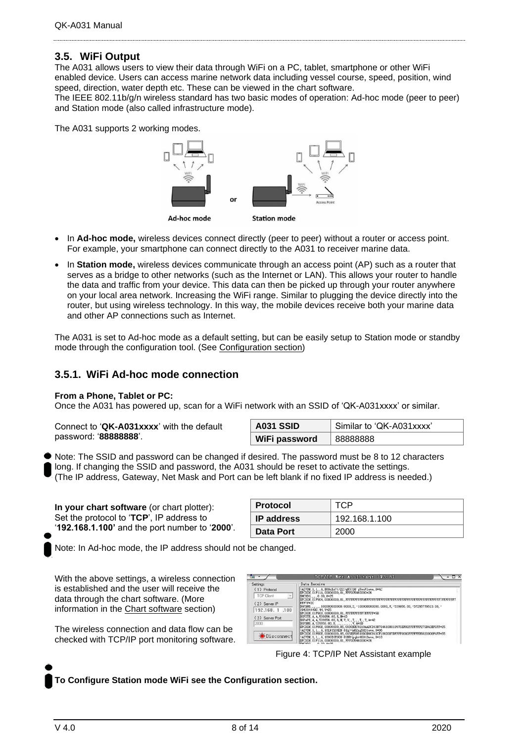## 3.5. WiFi Output

The A031 allows users to view their data through WiFi on a PC, tablet, smartphone or other WiFi enabled device. Users can access marine network data including vessel course, speed, position, wind speed, direction, water depth etc. These can be viewed in the chart software.

The IEEE 802.11b/g/n wireless standard has two basic modes of operation: Ad-hoc mode (peer to peer) and Station mode (also called infrastructure mode).

The A031 supports 2 working modes.

- In **Ad-hoc mode,** wireless devices connect directly (peer to peer) without a router or access point. For example, your smartphone can connect directly to the A031 to receiver marine data.
- In **Station mode,** wireless devices communicate through an access point (AP) such as a router that serves as a bridge to other networks (such as the Internet or LAN). This allows your router to handle the data and traffic from your device. This data can then be picked up through your router anywhere on your local area network. Increasing the WiFi range. Similar to plugging the device directly into the router, but using wireless technology. In this way, the mobile devices receive both your marine data and other AP connections such as Internet.

The A031 is set to Ad-hoc mode as a default setting, but can be easily setup to Station mode or standby mode through the configuration tool. (See Configuration section)

### 3.5.1. WiFi Ad-hoc mode connection

**From a Phone, Tablet or PC:**

Once the A031 has powered up, scan for a WiFi network with an SSID of 'QK-A031xxxx' or similar.

Connect to '**QK-A031xxxx**' with the default password: '**88888888**'.

| A031 SSID | Similar to 'QK-A031xxxx' |
|---|---|
| WiFi password | 88888888 |

Note: The SSID and password can be changed if desired. The password must be 8 to 12 characters long. If changing the SSID and password, the A031 should be reset to activate the settings. (The IP address, Gateway, Net Mask and Port can be left blank if no fixed IP address is needed.)

**In your chart software** (or chart plotter): Set the protocol to '**TCP**', IP address to '**192.168.1.100'** and the port number to '**2000**'.

| Protocol | TCP |
|---|---|
| IP address | 192.168.1.100 |
| Data Port | 2000 |

Note: In Ad-hoc mode, the IP address should not be changed.

With the above settings, a wireless connection is established and the user will receive the data through the chart software. (More information in the Chart software section)

The wireless connection and data flow can be checked with TCP/IP port monitoring software.

Figure 4: TCP/IP Net Assistant example

**To Configure Station mode WiFi see the Configuration section.**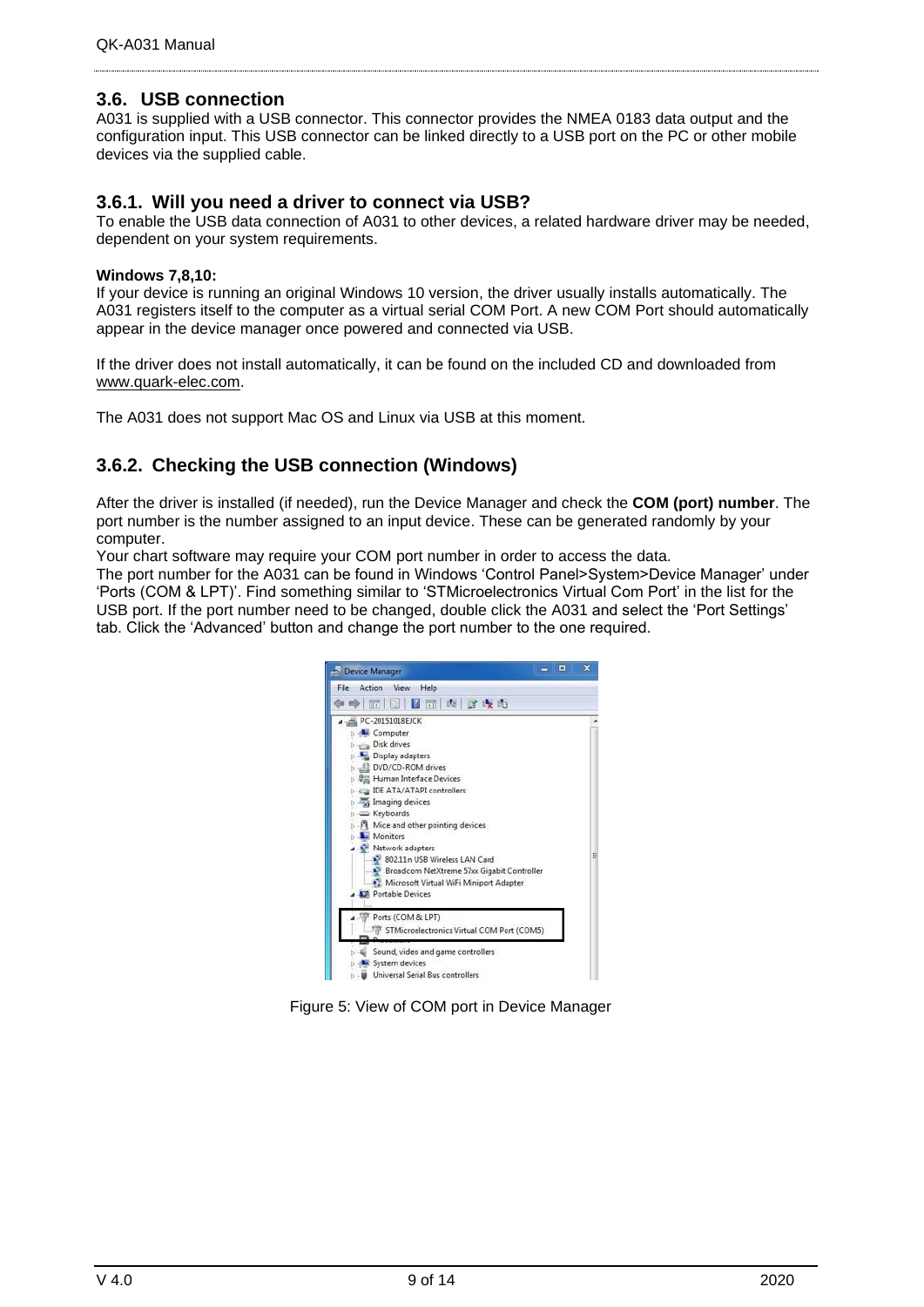## 3.6. USB connection

A031 is supplied with a USB connector. This connector provides the NMEA 0183 data output and the configuration input. This USB connector can be linked directly to a USB port on the PC or other mobile devices via the supplied cable.

### 3.6.1. Will you need a driver to connect via USB?

To enable the USB data connection of A031 to other devices, a related hardware driver may be needed, dependent on your system requirements.

**Windows 7,8,10:**

If your device is running an original Windows 10 version, the driver usually installs automatically. The A031 registers itself to the computer as a virtual serial COM Port. A new COM Port should automatically appear in the device manager once powered and connected via USB.

If the driver does not install automatically, it can be found on the included CD and downloaded from www.quark-elec.com.

The A031 does not support Mac OS and Linux via USB at this moment.

### 3.6.2. Checking the USB connection (Windows)

After the driver is installed (if needed), run the Device Manager and check the **COM (port) number**. The port number is the number assigned to an input device. These can be generated randomly by your computer.

Your chart software may require your COM port number in order to access the data.

The port number for the A031 can be found in Windows 'Control Panel>System>Device Manager' under 'Ports (COM & LPT)'. Find something similar to 'STMicroelectronics Virtual Com Port' in the list for the USB port. If the port number need to be changed, double click the A031 and select the 'Port Settings' tab. Click the 'Advanced' button and change the port number to the one required.

Figure 5: View of COM port in Device Manager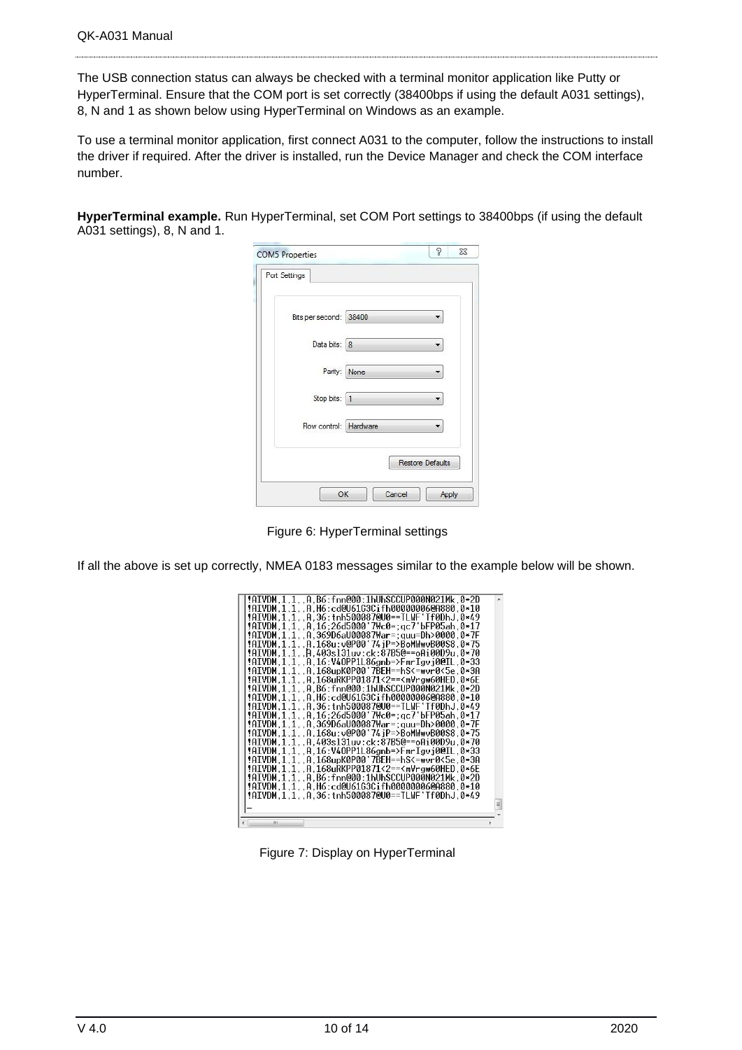The USB connection status can always be checked with a terminal monitor application like Putty or HyperTerminal. Ensure that the COM port is set correctly (38400bps if using the default A031 settings), 8, N and 1 as shown below using HyperTerminal on Windows as an example.

To use a terminal monitor application, first connect A031 to the computer, follow the instructions to install the driver if required. After the driver is installed, run the Device Manager and check the COM interface number.

**HyperTerminal example.** Run HyperTerminal, set COM Port settings to 38400bps (if using the default A031 settings), 8, N and 1.

Figure 6: HyperTerminal settings

If all the above is set up correctly, NMEA 0183 messages similar to the example below will be shown.

Figure 7: Display on HyperTerminal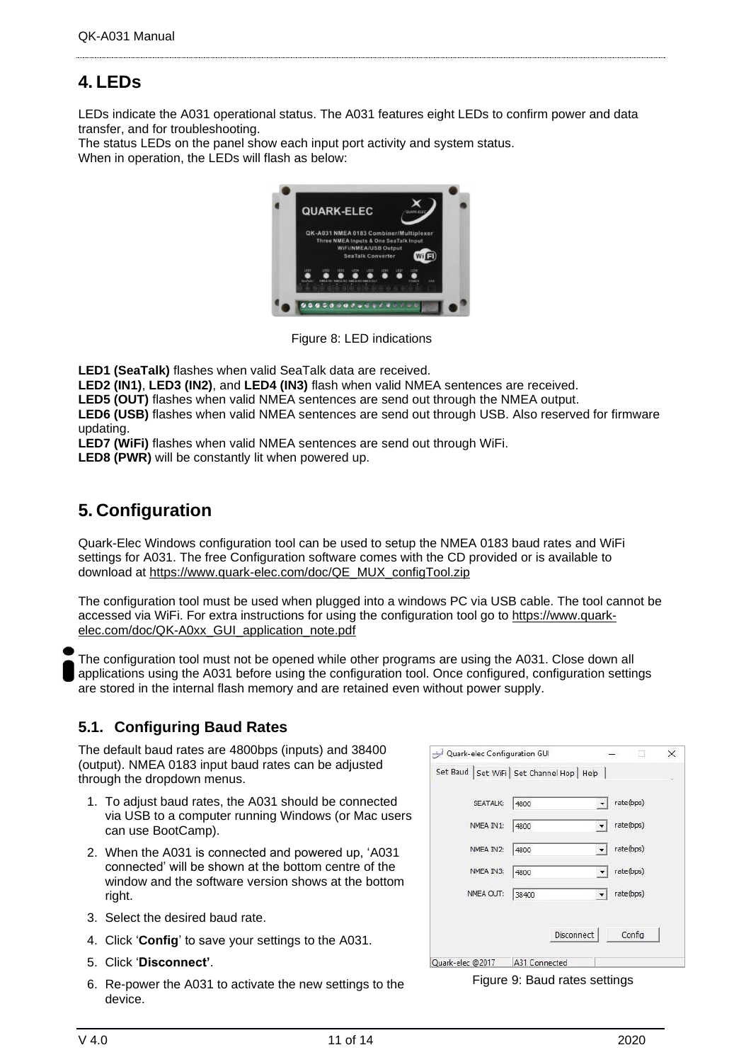# 4. LEDs

LEDs indicate the A031 operational status. The A031 features eight LEDs to confirm power and data transfer, and for troubleshooting.
The status LEDs on the panel show each input port activity and system status.
When in operation, the LEDs will flash as below:

Figure 8: LED indications

**LED1 (SeaTalk)** flashes when valid SeaTalk data are received.
**LED2 (IN1)**, **LED3 (IN2)**, and **LED4 (IN3)** flash when valid NMEA sentences are received.
**LED5 (OUT)** flashes when valid NMEA sentences are send out through the NMEA output.
**LED6 (USB)** flashes when valid NMEA sentences are send out through USB. Also reserved for firmware updating.
**LED7 (WiFi)** flashes when valid NMEA sentences are send out through WiFi.
**LED8 (PWR)** will be constantly lit when powered up.

# 5. Configuration

Quark-Elec Windows configuration tool can be used to setup the NMEA 0183 baud rates and WiFi settings for A031. The free Configuration software comes with the CD provided or is available to download at https://www.quark-elec.com/doc/QE_MUX_configTool.zip

The configuration tool must be used when plugged into a windows PC via USB cable. The tool cannot be accessed via WiFi. For extra instructions for using the configuration tool go to https://www.quark-elec.com/doc/QK-A0xx_GUI_application_note.pdf

The configuration tool must not be opened while other programs are using the A031. Close down all applications using the A031 before using the configuration tool. Once configured, configuration settings are stored in the internal flash memory and are retained even without power supply.

## 5.1. Configuring Baud Rates

The default baud rates are 4800bps (inputs) and 38400 (output). NMEA 0183 input baud rates can be adjusted through the dropdown menus.

1. To adjust baud rates, the A031 should be connected via USB to a computer running Windows (or Mac users can use BootCamp).
2. When the A031 is connected and powered up, 'A031 connected' will be shown at the bottom centre of the window and the software version shows at the bottom right.
3. Select the desired baud rate.
4. Click '**Config**' to save your settings to the A031.
5. Click '**Disconnect'**.
6. Re-power the A031 to activate the new settings to the device.

Figure 9: Baud rates settings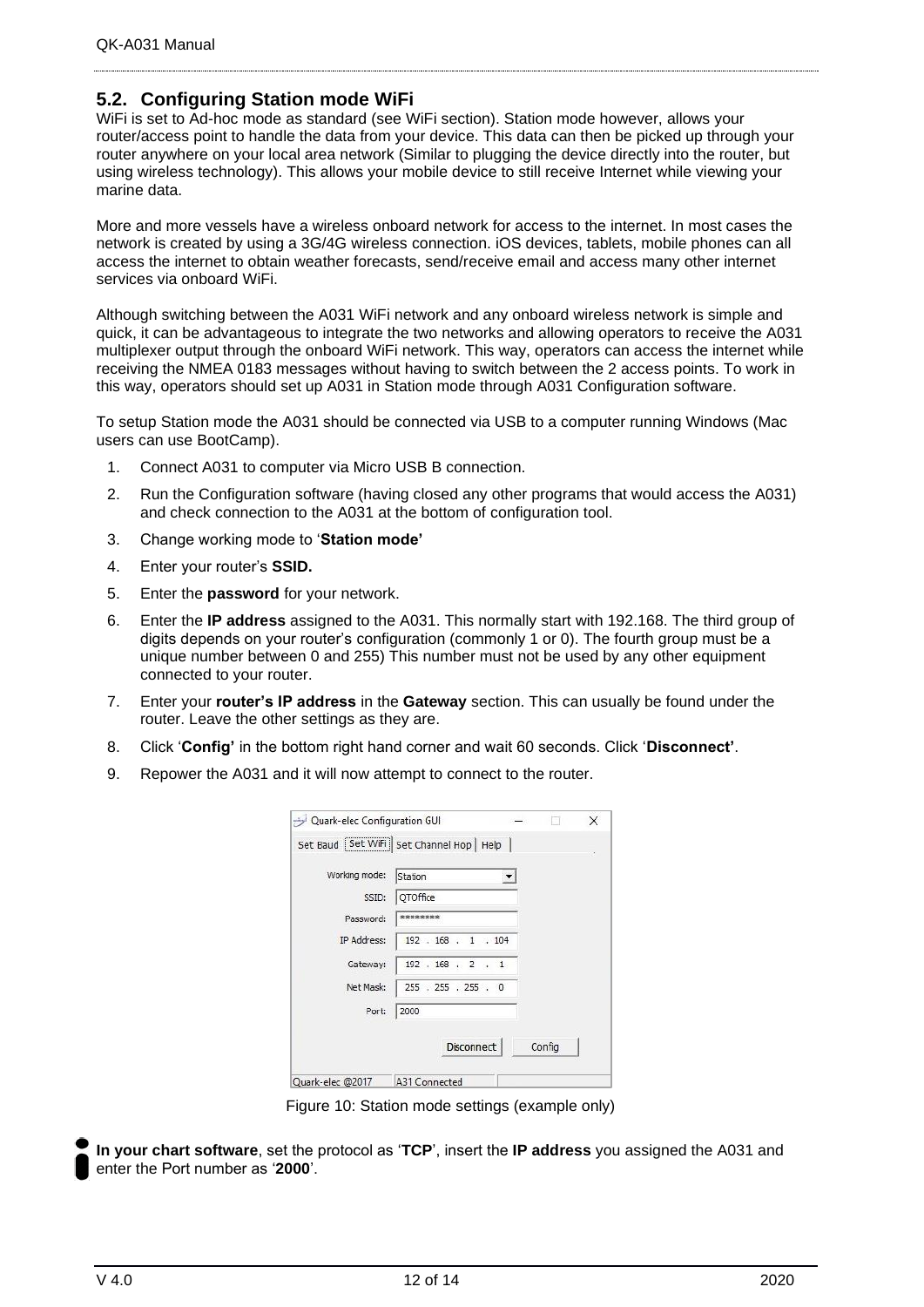## 5.2. Configuring Station mode WiFi

WiFi is set to Ad-hoc mode as standard (see WiFi section). Station mode however, allows your router/access point to handle the data from your device. This data can then be picked up through your router anywhere on your local area network (Similar to plugging the device directly into the router, but using wireless technology). This allows your mobile device to still receive Internet while viewing your marine data.

More and more vessels have a wireless onboard network for access to the internet. In most cases the network is created by using a 3G/4G wireless connection. iOS devices, tablets, mobile phones can all access the internet to obtain weather forecasts, send/receive email and access many other internet services via onboard WiFi.

Although switching between the A031 WiFi network and any onboard wireless network is simple and quick, it can be advantageous to integrate the two networks and allowing operators to receive the A031 multiplexer output through the onboard WiFi network. This way, operators can access the internet while receiving the NMEA 0183 messages without having to switch between the 2 access points. To work in this way, operators should set up A031 in Station mode through A031 Configuration software.

To setup Station mode the A031 should be connected via USB to a computer running Windows (Mac users can use BootCamp).

1. Connect A031 to computer via Micro USB B connection.
2. Run the Configuration software (having closed any other programs that would access the A031) and check connection to the A031 at the bottom of configuration tool.
3. Change working mode to '**Station mode'**
4. Enter your router's **SSID.**
5. Enter the **password** for your network.
6. Enter the **IP address** assigned to the A031. This normally start with 192.168. The third group of digits depends on your router's configuration (commonly 1 or 0). The fourth group must be a unique number between 0 and 255) This number must not be used by any other equipment connected to your router.
7. Enter your **router's IP address** in the **Gateway** section. This can usually be found under the router. Leave the other settings as they are.
8. Click '**Config'** in the bottom right hand corner and wait 60 seconds. Click '**Disconnect'**.
9. Repower the A031 and it will now attempt to connect to the router.

Figure 10: Station mode settings (example only)

**In your chart software**, set the protocol as '**TCP**', insert the **IP address** you assigned the A031 and enter the Port number as '**2000**'.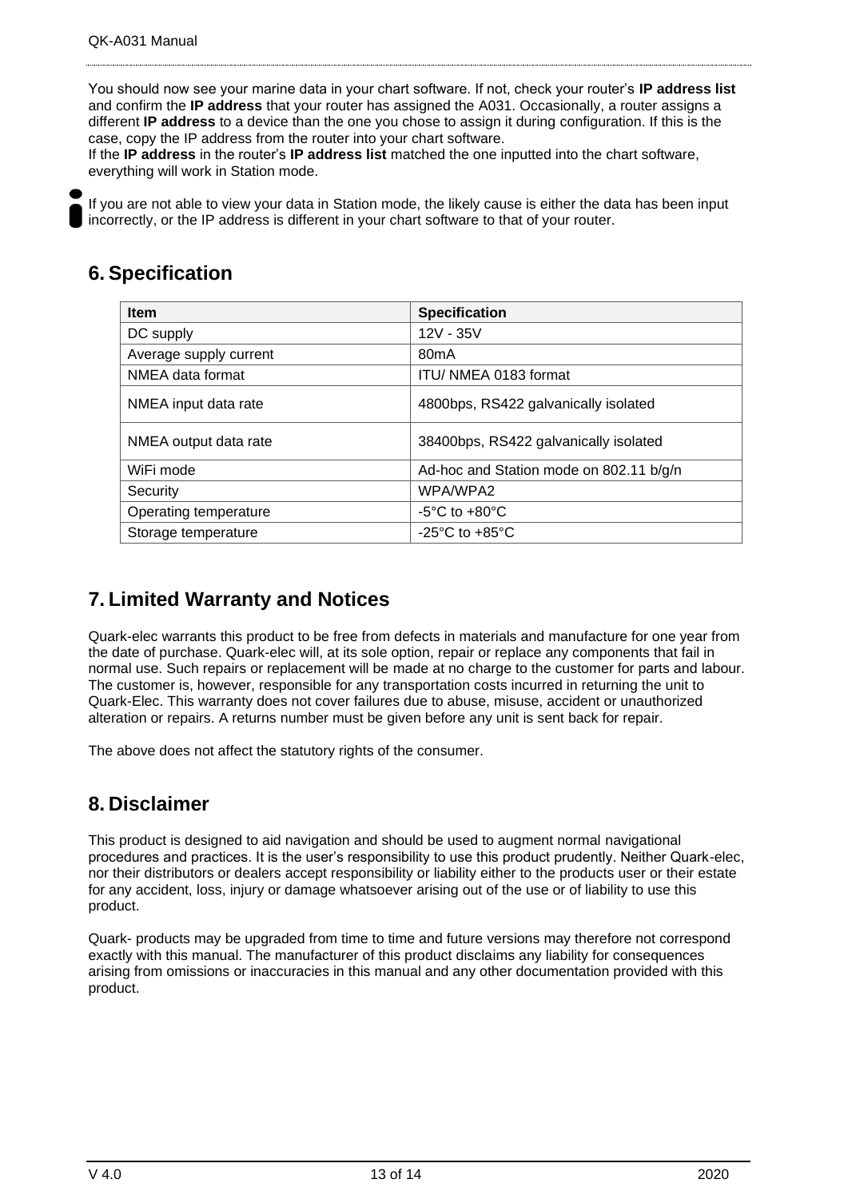You should now see your marine data in your chart software. If not, check your router's **IP address list** and confirm the **IP address** that your router has assigned the A031. Occasionally, a router assigns a different **IP address** to a device than the one you chose to assign it during configuration. If this is the case, copy the IP address from the router into your chart software.
If the **IP address** in the router's **IP address list** matched the one inputted into the chart software, everything will work in Station mode.

If you are not able to view your data in Station mode, the likely cause is either the data has been input incorrectly, or the IP address is different in your chart software to that of your router.

## 6. Specification

| Item | Specification |
|---|---|
| DC supply | 12V - 35V |
| Average supply current | 80mA |
| NMEA data format | ITU/ NMEA 0183 format |
| NMEA input data rate | 4800bps, RS422 galvanically isolated |
| NMEA output data rate | 38400bps, RS422 galvanically isolated |
| WiFi mode | Ad-hoc and Station mode on 802.11 b/g/n |
| Security | WPA/WPA2 |
| Operating temperature | -5°C to +80°C |
| Storage temperature | -25°C to +85°C |

## 7. Limited Warranty and Notices

Quark-elec warrants this product to be free from defects in materials and manufacture for one year from the date of purchase. Quark-elec will, at its sole option, repair or replace any components that fail in normal use. Such repairs or replacement will be made at no charge to the customer for parts and labour. The customer is, however, responsible for any transportation costs incurred in returning the unit to Quark-Elec. This warranty does not cover failures due to abuse, misuse, accident or unauthorized alteration or repairs. A returns number must be given before any unit is sent back for repair.

The above does not affect the statutory rights of the consumer.

## 8. Disclaimer

This product is designed to aid navigation and should be used to augment normal navigational procedures and practices. It is the user's responsibility to use this product prudently. Neither Quark-elec, nor their distributors or dealers accept responsibility or liability either to the products user or their estate for any accident, loss, injury or damage whatsoever arising out of the use or of liability to use this product.

Quark- products may be upgraded from time to time and future versions may therefore not correspond exactly with this manual. The manufacturer of this product disclaims any liability for consequences arising from omissions or inaccuracies in this manual and any other documentation provided with this product.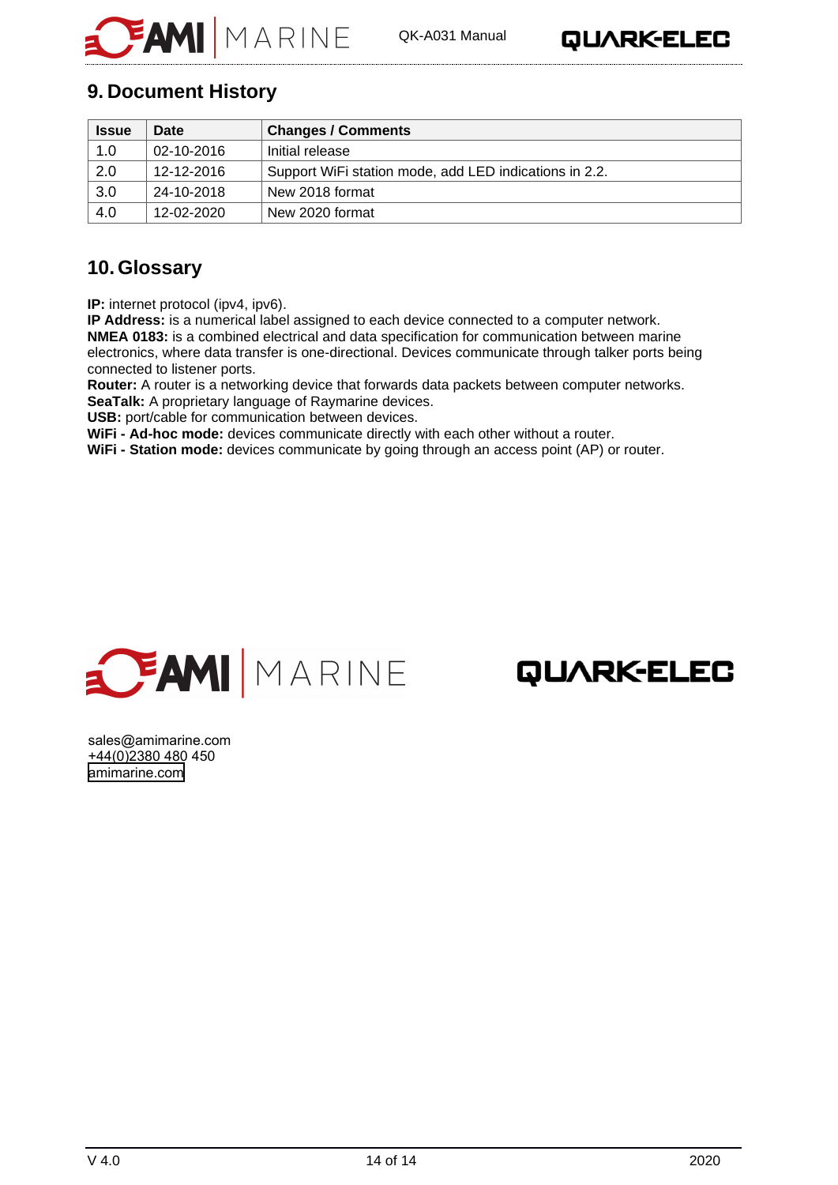## 9. Document History

| Issue | Date | Changes / Comments |
| --- | --- | --- |
| 1.0 | 02-10-2016 | Initial release |
| 2.0 | 12-12-2016 | Support WiFi station mode, add LED indications in 2.2. |
| 3.0 | 24-10-2018 | New 2018 format |
| 4.0 | 12-02-2020 | New 2020 format |

## 10. Glossary

**IP:** internet protocol (ipv4, ipv6).
**IP Address:** is a numerical label assigned to each device connected to a computer network.
**NMEA 0183:** is a combined electrical and data specification for communication between marine electronics, where data transfer is one-directional. Devices communicate through talker ports being connected to listener ports.
**Router:** A router is a networking device that forwards data packets between computer networks.
**SeaTalk:** A proprietary language of Raymarine devices.
**USB:** port/cable for communication between devices.
**WiFi - Ad-hoc mode:** devices communicate directly with each other without a router.
**WiFi - Station mode:** devices communicate by going through an access point (AP) or router.

AMI MARINE

QUARK-ELEC

sales@amimarine.com
+44(0)2380 480 450
amimarine.com